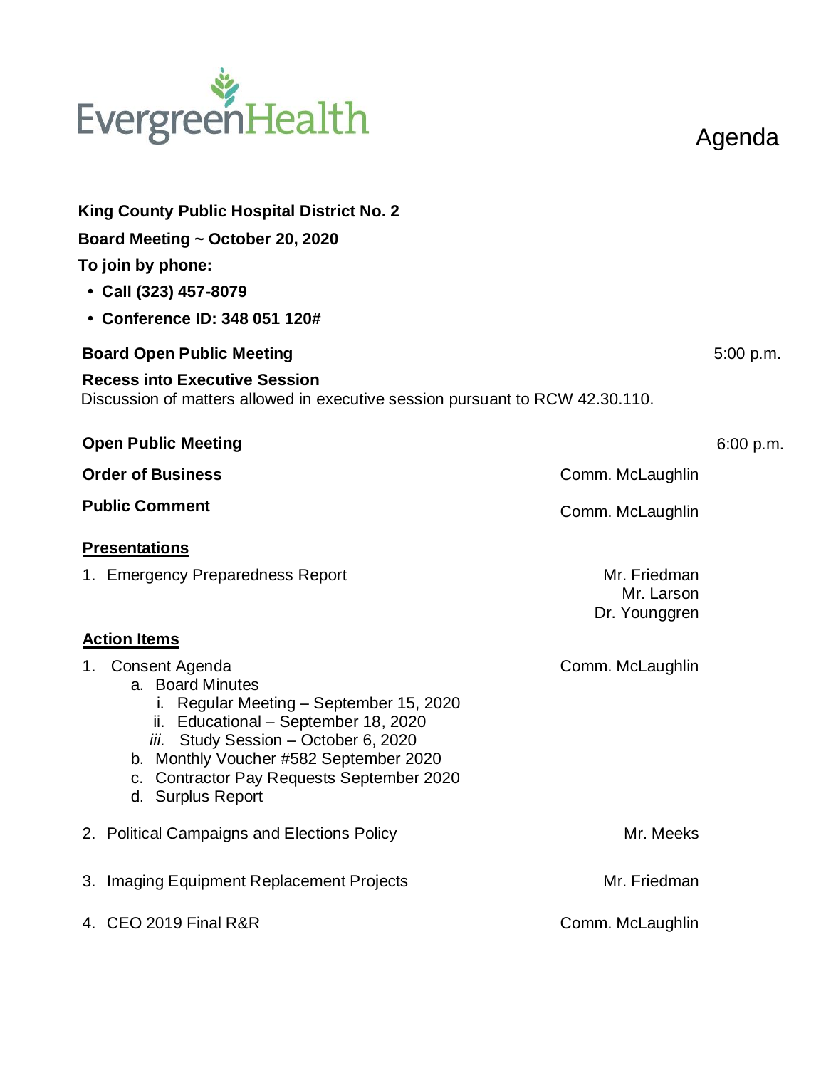EvergreenHealth

# Agenda

**King County Public Hospital District No. 2**

**Board Meeting ~ October 20, 2020**

**To join by phone:**

- **Call (323) 457-8079**
- **Conference ID: 348 051 120#**

**Board Open Public Meeting** 5:00 p.m.

**Recess into Executive Session**
Discussion of matters allowed in executive session pursuant to RCW 42.30.110.

**Open Public Meeting** 6:00 p.m.

**Order of Business** Comm. McLaughlin

**Public Comment** Comm. McLaughlin

**Presentations**

1. Emergency Preparedness Report — Mr. Friedman, Mr. Larson, Dr. Younggren

**Action Items**

1. Consent Agenda — Comm. McLaughlin
   a. Board Minutes
      i. Regular Meeting – September 15, 2020
      ii. Educational – September 18, 2020
      *iii.* Study Session – October 6, 2020
   b. Monthly Voucher #582 September 2020
   c. Contractor Pay Requests September 2020
   d. Surplus Report
2. Political Campaigns and Elections Policy — Mr. Meeks
3. Imaging Equipment Replacement Projects — Mr. Friedman
4. CEO 2019 Final R&R — Comm. McLaughlin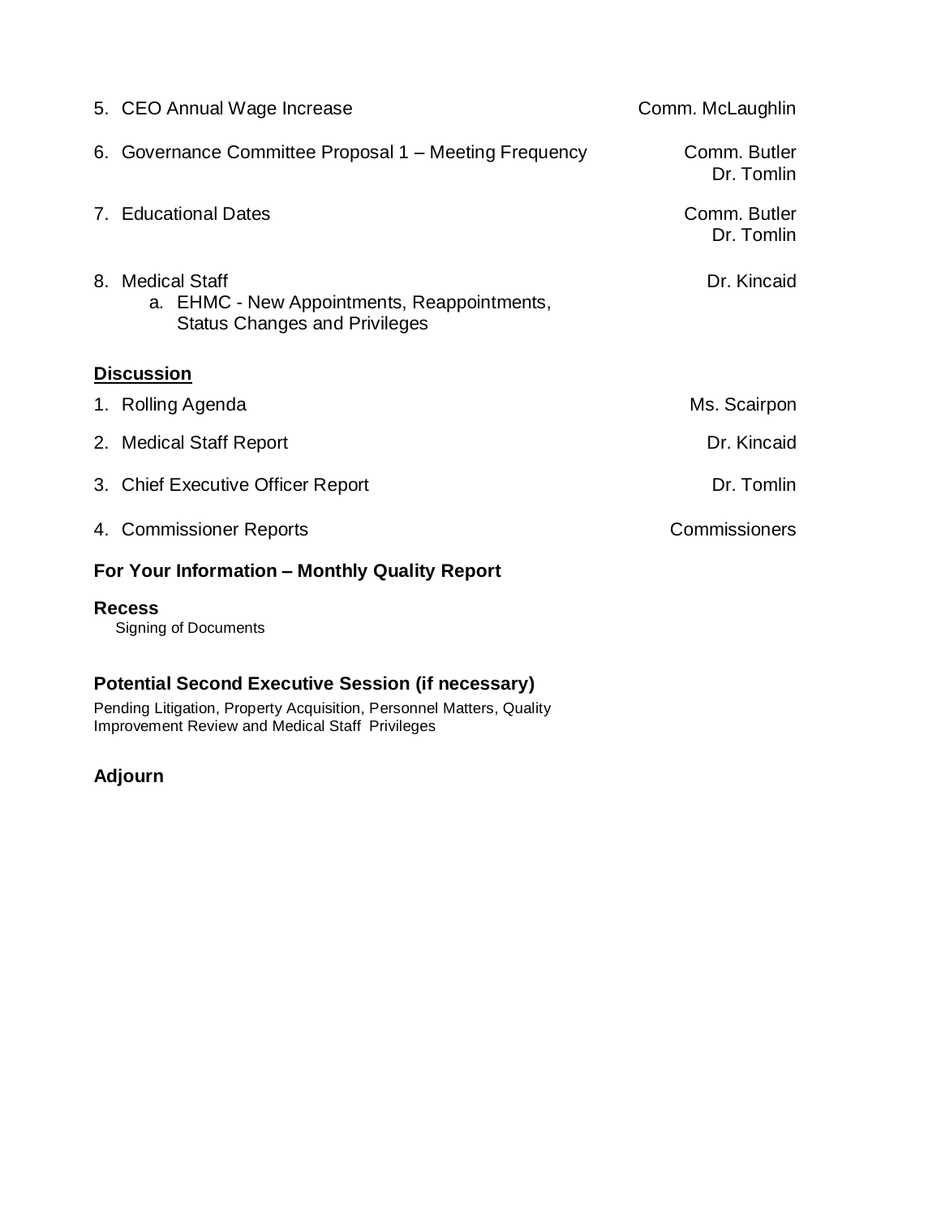5. CEO Annual Wage Increase — Comm. McLaughlin

6. Governance Committee Proposal 1 – Meeting Frequency — Comm. Butler, Dr. Tomlin

7. Educational Dates — Comm. Butler, Dr. Tomlin

8. Medical Staff — Dr. Kincaid
   a. EHMC - New Appointments, Reappointments, Status Changes and Privileges

## Discussion

1. Rolling Agenda — Ms. Scairpon

2. Medical Staff Report — Dr. Kincaid

3. Chief Executive Officer Report — Dr. Tomlin

4. Commissioner Reports — Commissioners

## For Your Information – Monthly Quality Report

## Recess

Signing of Documents

## Potential Second Executive Session (if necessary)

Pending Litigation, Property Acquisition, Personnel Matters, Quality Improvement Review and Medical Staff Privileges

## Adjourn